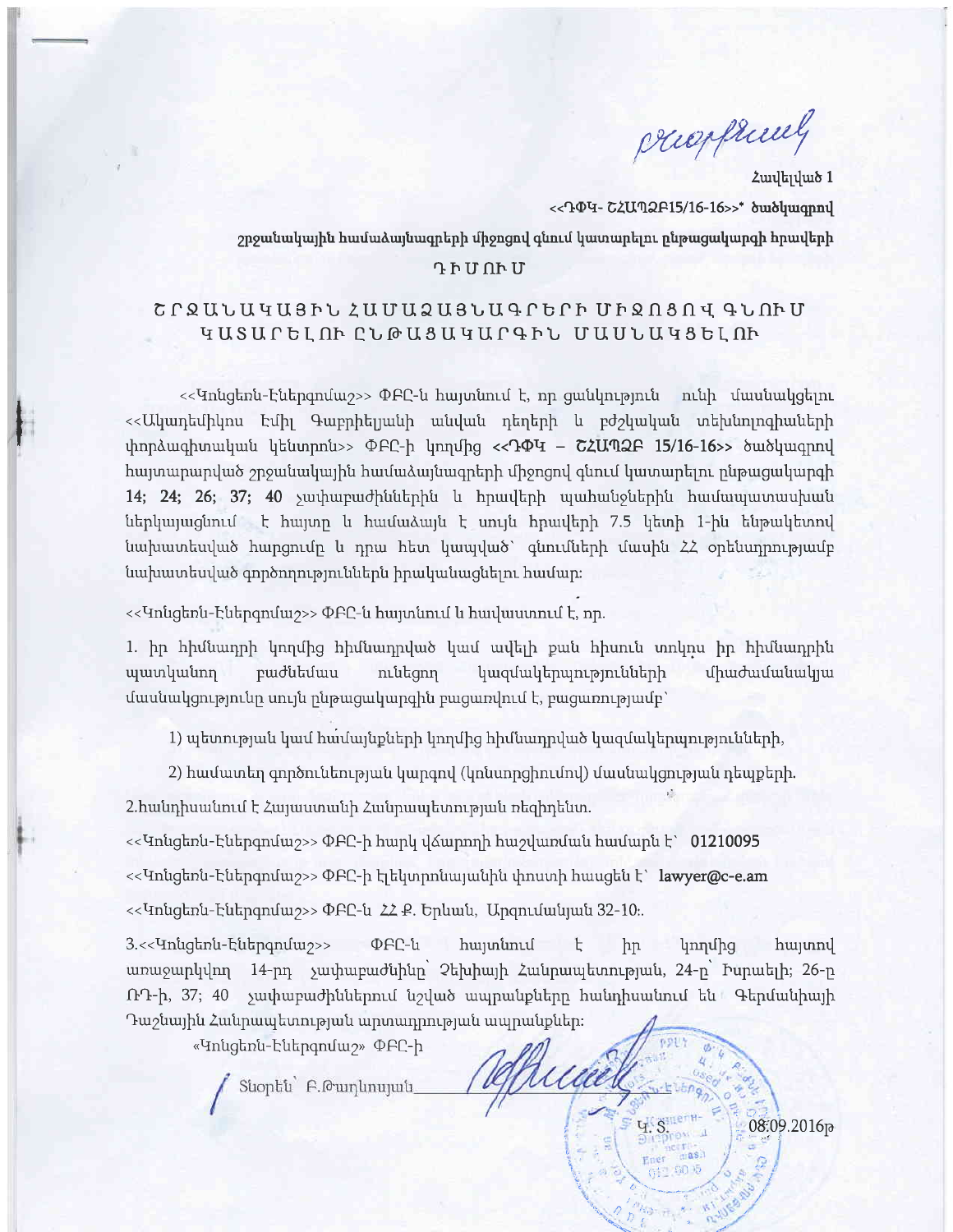Հավելված 1

<<ԴՓԿ- ԾՀԱՊՁԲ15/16-16>>* ծածկագրով

շրջանակային համաձայնագրերի միջոցով գնում կատարելու ընթացակարգի հրավերի

# ԴԻՄՈՒՄ

## ՇՐՋԱՆԱԿԱՅԻՆ ՀԱՄԱՁԱՅՆԱԳՐԵՐԻ ՄԻՋՈՑՈՎ ԳՆՈՒՄ ԿԱՏԱՐԵԼՈՒ ԸՆԹԱՑԱԿԱՐԳԻՆ ՄԱՍՆԱԿՑԵԼՈՒ

<<Կոնցեռն-Էներգոմաշ>> ՓԲԸ-ն հայտնում է, որ ցանկություն ունի մասնակցելու <<Ակադեմիկոս Էմիլ Գաբրիելյանի անվան դեղերի և բժշկական տեխնոլոգիաների փորձագիտական կենտրոն>> ՓԲԸ-ի կողմից **<<ԴՓԿ – ԾՀԱՊՁԲ 15/16-16>>** ծածկագրով հայտարարված շրջանակային համաձայնագրերի միջոցով գնում կատարելու ընթացակարգի 14; 24; 26; 37; 40 չափաբաժիններին և հրավերի պահանջներին համապատասխան ներկայացնում է հայտը և համաձայն է սույն հրավերի 7.5 կետի 1-ին ենթակետով նախատեսված հարցումը և դրա հետ կապված՝ գնումների մասին ՀՀ օրենսդրությամբ նախատեսված գործողություններն իրականացնելու համար:

<<Կոնցեռն-Էներգոմաշ>> ՓԲԸ-ն հայտնում և հավաստում է, որ.

1. իր հիմնադրի կողմից հիմնադրված կամ ավելի քան հիսուն տոկոս իր հիմնադրին պատկանող բաժնեմաս ունեցող կազմակերպությունների միաժամանակյա մասնակցությունը սույն ընթացակարգին բացառվում է, բացառությամբ՝

   1) պետության կամ համայնքների կողմից հիմնադրված կազմակերպությունների,

   2) համատեղ գործունեության կարգով (կոնսորցիումով) մասնակցության դեպքերի.

2.հանդիսանում է Հայաստանի Հանրապետության ռեզիդենտ.

<<Կոնցեռն-Էներգոմաշ>> ՓԲԸ-ի հարկ վճարողի հաշվառման համարն է՝ **01210095**

<<Կոնցեռն-Էներգոմաշ>> ՓԲԸ-ի էլեկտրոնայանին փոստի հասցեն է՝ **lawyer@c-e.am**

<<Կոնցեռն-Էներգոմաշ>> ՓԲԸ-ն ՀՀ ք. Երևան, Արզումանյան 32-10:.

3.<<Կոնցեռն-Էներգոմաշ>> ՓԲԸ-ն հայտնում է իր կողմից հայտով առաջարկվող 14-րդ չափաբաժինը՝ Չեխիայի Հանրապետության, 24-ը՝ Իսրաելի; 26-ը ՌԴ-ի, 37; 40 չափաբաժիններում նշված ապրանքները հանդիսանում են Գերմանիայի Դաշնային Հանրապետության արտադրության ապրանքներ:

«Կոնցեռն-Էներգոմաշ» ՓԲԸ-ի

Տնօրեն՝ Բ.Թադևոսյան____________

Կ. Տ. 08.09.2016թ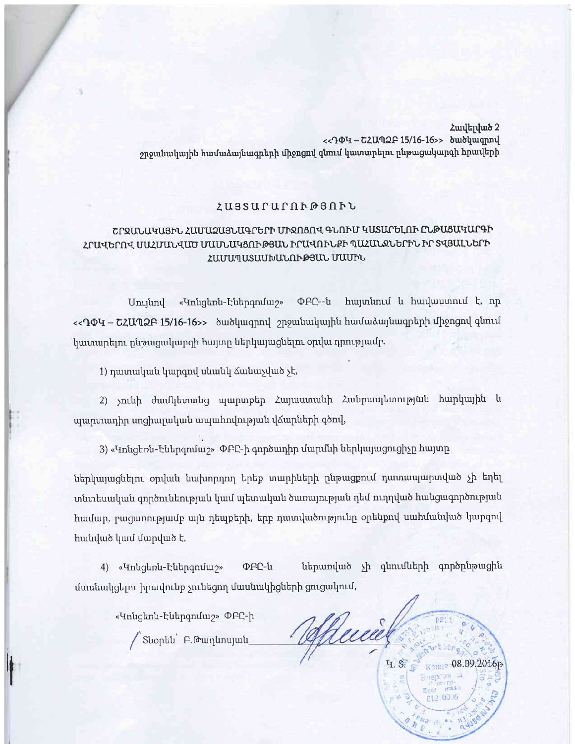Հավելված 2
<<ԴՓԿ – ՇՀԱՊՁԲ 15/16-16>> ծածկագրով
շրջանակային համաձայնագրերի միջոցով գնում կատարելու ընթացակարգի հրավերի

# ՀԱՅՏԱՐԱՐՈՒԹՅՈՒՆ

## ՇՐՋԱՆԱԿԱՅԻՆ ՀԱՄԱՁԱՅՆԱԳՐԵՐԻ ՄԻՋՈՑՈՎ ԳՆՈՒՄ ԿԱՏԱՐԵԼՈՒ ԸՆԹԱՑԱԿԱՐԳԻ ՀՐԱՎԵՐՈՎ ՍԱՀՄԱՆՎԱԾ ՄԱՍՆԱԿՑՈՒԹՅԱՆ ԻՐԱՎՈՒՆՔԻ ՊԱՀԱՆՋՆԵՐԻՆ ԻՐ ՏՎՅԱԼՆԵՐԻ ՀԱՄԱՊԱՏԱՍԽԱՆՈՒԹՅԱՆ ՄԱՍԻՆ

Սույնով «Կոնցեռն-Էներգոմաշ» ՓԲԸ--ն հայտնում և հավաստում է, որ <<ԴՓԿ – ՇՀԱՊՁԲ 15/16-16>> ծածկագրով շրջանակային համաձայնագրերի միջոցով գնում կատարելու ընթացակարգի հայտը ներկայացնելու օրվա դրությամբ.

1) դատական կարգով սնանկ ճանաչված չէ,

2) չունի ժամկետանց պարտքեր Հայաստանի Հանրապետության հարկային և պարտադիր սոցիալական ապահովության վճարների գծով,

3) «Կոնցեռն-Էներգոմաշ» ՓԲԸ-ի գործադիր մարմնի ներկայացուցիչը հայտը ներկայացնելու օրվան նախորդող երեք տարիների ընթացքում դատապարտված չի եղել տնտեսական գործունեության կամ պետական ծառայության դեմ ուղղված հանցագործության համար, բացառությամբ այն դեպքերի, երբ դատվածությունը օրենքով սահմանված կարգով հանված կամ մարված է,

4) «Կոնցեռն-Էներգոմաշ» ՓԲԸ-ն ներառված չի գնումների գործընթացին մասնակցելու իրավունք չունեցող մասնակիցների ցուցակում,

«Կոնցեռն-Էներգոմաշ» ՓԲԸ-ի

Տնօրեն՝ Բ.Թադևոսյան

Կ. Տ.

08.09.2016թ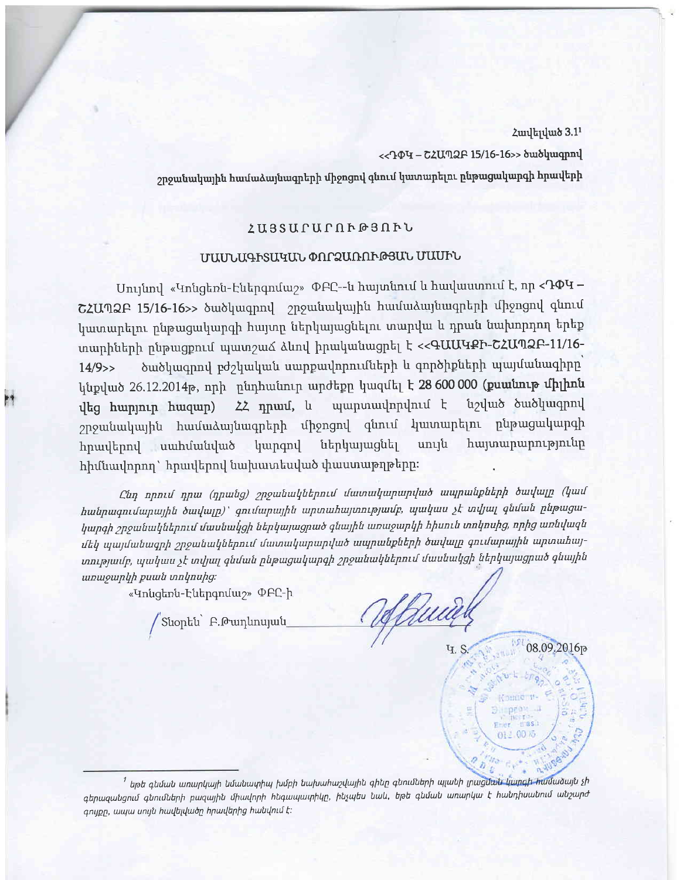Հավելված 3.1[1]

<<ԴՓԿ – ԾՀԱՊՁԲ 15/16-16>> ծածկագրով

շրջանակային համաձայնագրերի միջոցով գնում կատարելու ընթացակարգի հրավերի

# ՀԱՅՏԱՐԱՐՈՒԹՅՈՒՆ

## ՄԱՍՆԱԳԻՏԱԿԱՆ ՓՈՐՁԱՌՈՒԹՅԱՆ ՄԱՍԻՆ

Սույնով «Կոնցեռն-Էներգոմաշ» ՓԲԸ--ն հայտնում և հավաստում է, որ <ԴՓԿ – ԾՀԱՊՁԲ 15/16-16>> ծածկագրով շրջանակային համաձայնագրերի միջոցով գնում կատարելու ընթացակարգի հայտը ներկայացնելու տարվա և դրան նախորդող երեք տարիների ընթացքում պատշաճ ձևով իրականացրել է <<ԳԱԱԿԲԻ-ԾՀԱՊՁԲ-11/16-14/9>> ծածկագրով բժշկական սարքավորումների և գործիքների պայմանագիրը՝ կնքված 26.12.2014թ, որի ընդհանուր արժեքը կազմել է **28 600 000 (քսանութ միլիոն վեց հարյուր հազար)** ՀՀ դրամ, և պարտավորվում է նշված ծածկագրով շրջանակային համաձայնագրերի միջոցով գնում կատարելու ընթացակարգի հրավերով սահմանված կարգով ներկայացնել սույն հայտարարությունը հիմնավորող՝ հրավերով նախատեսված փաստաթղթերը:

*Ընդ որում դրա (դրանց) շրջանակներում մատակարարված ապրանքների ծավալը (կամ հանրագումարային ծավալը)՝ գումարային արտահայտությամբ, պակաս չէ տվյալ գնման ընթացակարգի շրջանակներում մասնակցի ներկայացրած գնային առաջարկի հիսուն տոկոսից, որից առնվազն մեկ պայմանագրի շրջանակներում մատակարարված ապրանքների ծավալը գումարային արտահայտությամբ, պակաս չէ տվյալ գնման ընթացակարգի շրջանակներում մասնակցի ներկայացրած գնային առաջարկի քսան տոկոսից:*

«Կոնցեռն-Էներգոմաշ» ՓԲԸ-ի

Տնօրեն՝ Բ.Թադևոսյան

Կ. Տ. 08.09.2016թ

---

[1] *եթե գնման առարկայի նմանատիպ խմբի նախահաշվային գինը գնումների պլանի լրացման կարգի համաձայն չի գերազանցում գնումների բազային միավորի հնգապատիկը, ինչպես նաև, եթե գնման առարկա է հանդիսանում անշարժ գույքը, ապա սույն հավելվածը հրավերից հանվում է:*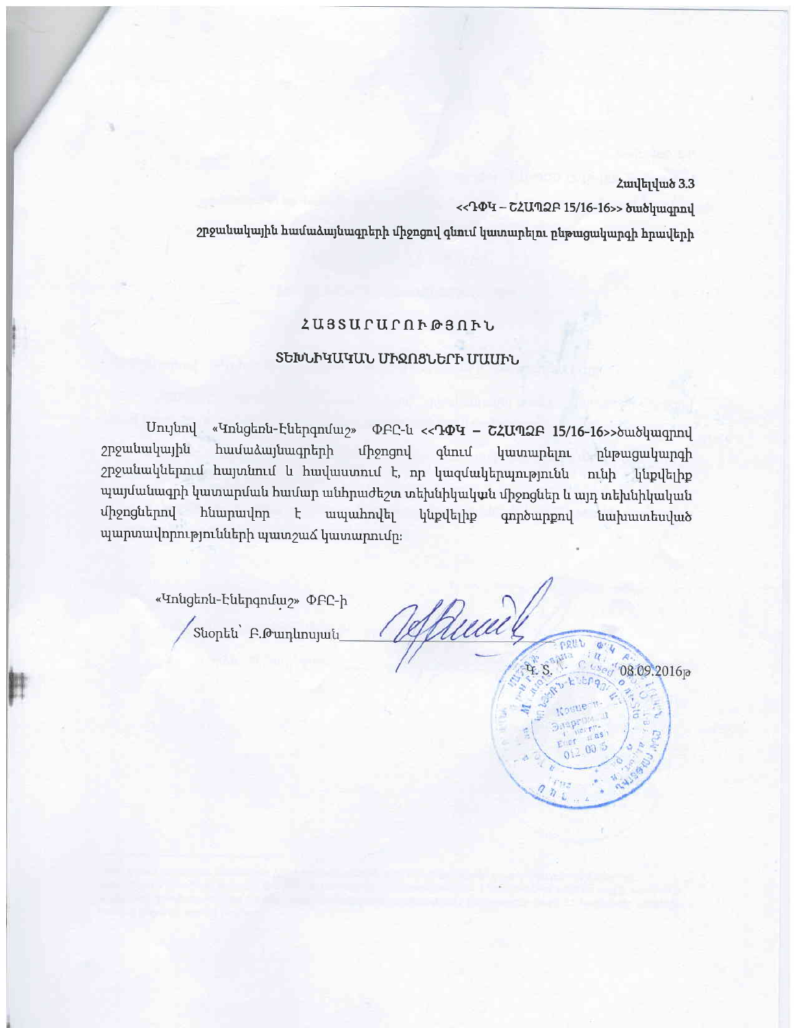Հավելված 3.3

<<ԴՓԿ – ՇՀԱՊՁԲ 15/16-16>> ծածկագրով

շրջանակային համաձայնագրերի միջոցով գնում կատարելու ընթացակարգի հրավերի

## ՀԱՅՏԱՐԱՐՈՒԹՅՈՒՆ

## ՏԵԽՆԻԿԱԿԱՆ ՄԻՋՈՑՆԵՐԻ ՄԱՍԻՆ

Սույնով «Կոնցեռն-Էներգոմաշ» ՓԲԸ-ն **<<ԴՓԿ – ՇՀԱՊՁԲ 15/16-16>>**ծածկագրով շրջանակային համաձայնագրերի միջոցով գնում կատարելու ընթացակարգի շրջանակներում հայտնում և հավաստում է, որ կազմակերպությունն ունի կնքվելիք պայմանագրի կատարման համար անհրաժեշտ տեխնիկական միջոցներ և այդ տեխնիկական միջոցներով հնարավոր է ապահովել կնքվելիք գործարքով նախատեսված պարտավորությունների պատշաճ կատարումը:

«Կոնցեռն-Էներգոմաշ» ՓԲԸ-ի

Տնօրեն՝ Բ.Թադևոսյան

Կ. Տ. 08.09.2016թ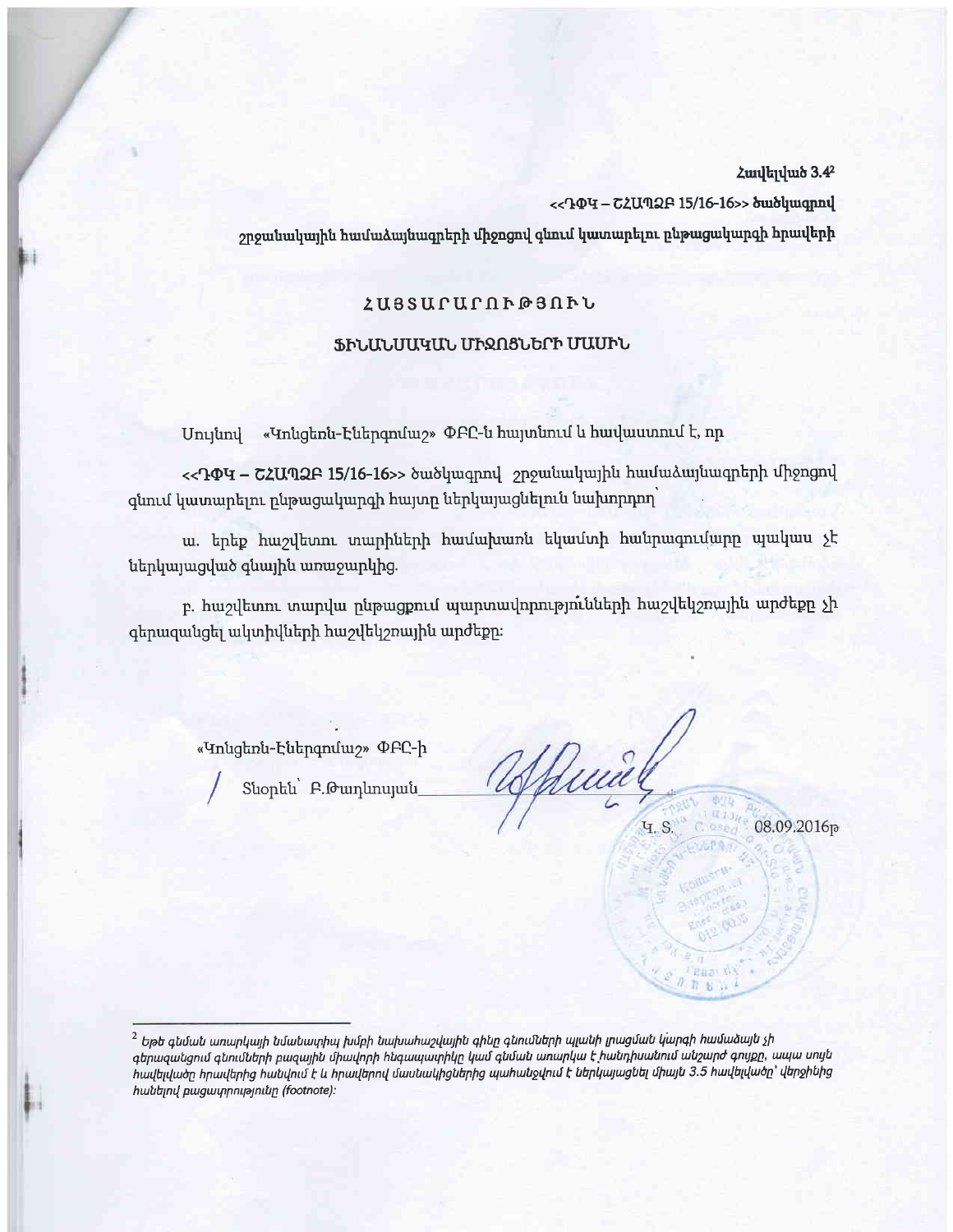Հավելված 3.4[2]

<<ԴՓԿ – ՇՀԱՊՁԲ 15/16-16>> ծածկագրով

շրջանակային համաձայնագրերի միջոցով գնում կատարելու ընթացակարգի հրավերի

# ՀԱՅՏԱՐԱՐՈՒԹՅՈՒՆ

## ՖԻՆԱՆՍԱԿԱՆ ՄԻՋՈՑՆԵՐԻ ՄԱՍԻՆ

Սույնով «Կոնցեռն-Էներգոմաշ» ՓԲԸ-ն հայտնում և հավաստում է, որ

<<ԴՓԿ – ՇՀԱՊՁԲ 15/16-16>> ծածկագրով շրջանակային համաձայնագրերի միջոցով գնում կատարելու ընթացակարգի հայտը ներկայացնելուն նախորդող՝

ա. երեք հաշվետու տարիների համախառն եկամտի հանրագումարը պակաս չէ ներկայացված գնային առաջարկից.

բ. հաշվետու տարվա ընթացքում պարտավորությունների հաշվեկշռային արժեքը չի գերազանցել ակտիվների հաշվեկշռային արժեքը:

«Կոնցեռն-Էներգոմաշ» ՓԲԸ-ի

Տնօրեն՝ Բ.Թադևոսյան

Կ. Տ. 08.09.2016թ

---

[2] *Եթե գնման առարկայի նմանատիպ խմբի նախահաշվային գինը գնումների պլանի լրացման կարգի համաձայն չի գերազանցում գնումների բազային միավորի հնգապատիկը կամ գնման առարկա է հանդիսանում անշարժ գույքը, ապա սույն հավելվածը հրավերից հանվում է և հրավերով մասնակիցներից պահանջվում է ներկայացնել միայն 3.5 հավելվածը՝ վերջինից հանելով բացատրությունը (footnote):*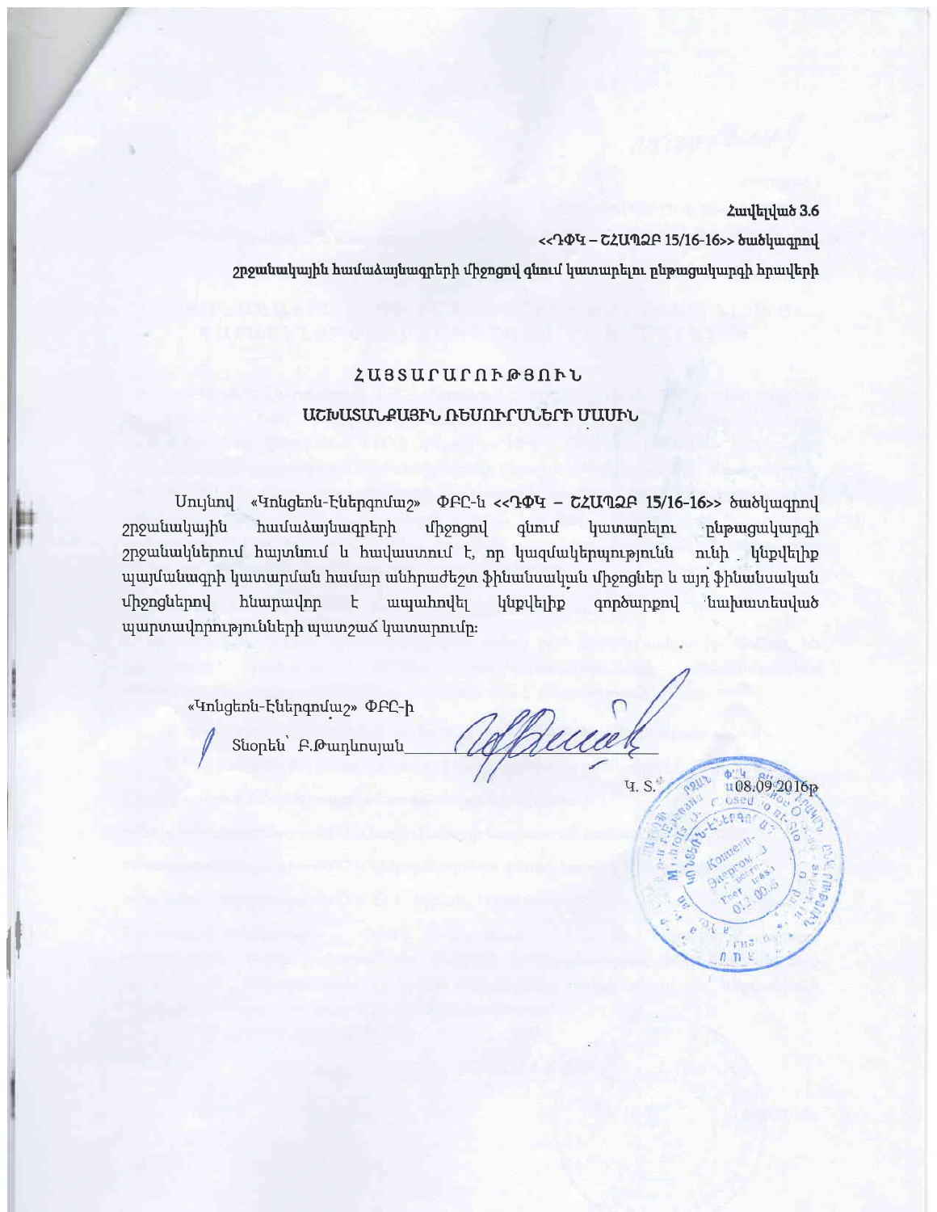Հավելված 3.6

<<ԴՓԿ – ՇՀԱՊՁԲ 15/16-16>> ծածկագրով

շրջանակային համաձայնագրերի միջոցով գնում կատարելու ընթացակարգի հրավերի

# ՀԱՅՏԱՐԱՐՈՒԹՅՈՒՆ

## ԱՇԽԱՏԱՆՔԱՅԻՆ ՌԵՍՈՒՐՍՆԵՐԻ ՄԱՍԻՆ

Սույնով «Կոնցեռն-Էներգոմաշ» ՓԲԸ-ն <<ԴՓԿ – ՇՀԱՊՁԲ 15/16-16>> ծածկագրով շրջանակային համաձայնագրերի միջոցով գնում կատարելու ընթացակարգի շրջանակներում հայտնում և հավաստում է, որ կազմակերպությունն ունի կնքվելիք պայմանագրի կատարման համար անհրաժեշտ ֆինանսական միջոցներ և այդ ֆինանսական միջոցներով հնարավոր է ապահովել կնքվելիք գործարքով նախատեսված պարտավորությունների պատշաճ կատարումը։

«Կոնցեռն-Էներգոմաշ» ՓԲԸ-ի

Տնօրեն՝ Բ.Թադևոսյան

Կ. Տ.

08.09.2016թ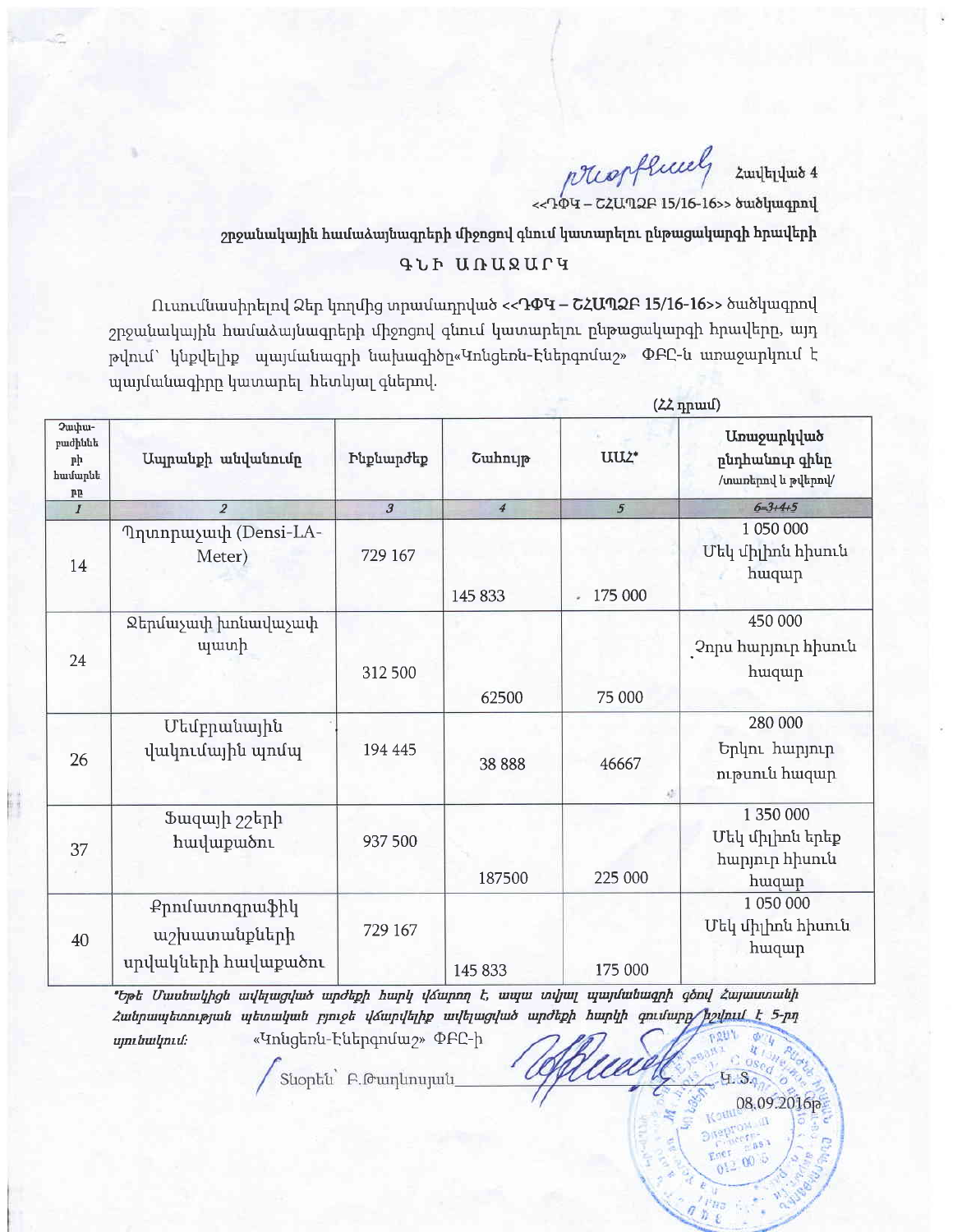Հավելված 4

<<ԴՓԿ – ՇՀԱՊՁԲ 15/16-16>> ծածկագրով

շրջանակային համաձայնագրերի միջոցով գնում կատարելու ընթացակարգի հրավերի

## ԳՆԻ ԱՌԱՋԱՐԿ

Ուսումնասիրելով Ձեր կողմից տրամադրված <<ԴՓԿ – ՇՀԱՊՁԲ 15/16-16>> ծածկագրով շրջանակային համաձայնագրերի միջոցով գնում կատարելու ընթացակարգի հրավերը, այդ թվում՝ կնքվելիք պայմանագրի նախագիծը«Կոնցեռն-Էներգոմաշ» ՓԲԸ-ն առաջարկում է պայմանագիրը կատարել հետևյալ գներով.

(ՀՀ դրամ)

| Չափա-բաժինների համարները | Ապրանքի անվանումը | Ինքնարժեք | Շահույթ | ԱԱՀ* | Առաջարկված ընդհանուր գինը /տառերով և թվերով/ |
|---|---|---|---|---|---|
| 1 | 2 | 3 | 4 | 5 | 6=3+4+5 |
| 14 | Դղտորաչափ (Densi-LA-Meter) | 729 167 | 145 833 | 175 000 | 1 050 000 Մեկ միլիոն հիսուն հազար |
| 24 | Ջերմաչափ խոնավաչափ պատի | 312 500 | 62500 | 75 000 | 450 000 Չորս հարյուր հիսուն հազար |
| 26 | Մեմբրանային վակումային պոմպ | 194 445 | 38 888 | 46667 | 280 000 Երկու հարյուր ութսուն հազար |
| 37 | Ֆազայի շշերի հավաքածու | 937 500 | 187500 | 225 000 | 1 350 000 Մեկ միլիոն երեք հարյուր հիսուն հազար |
| 40 | Քրոմատոգրաֆիկ աշխատանքների սրվակների հավաքածու | 729 167 | 145 833 | 175 000 | 1 050 000 Մեկ միլիոն հիսուն հազար |

*\*Եթե Մասնակիցն ավելացված արժեքի հարկ վճարող է, ապա տվյալ պայմանագրի գծով Հայաստանի Հանրապետության պետական բյուջե վճարվելիք ավելացված արժեքի հարկի գումարը նշվում է 5-րդ սյունակում:*

«Կոնցեռն-Էներգոմաշ» ՓԲԸ-ի

Տնօրեն՝ Բ.Թադևոսյան_______________ Կ.Տ.

08.09.2016թ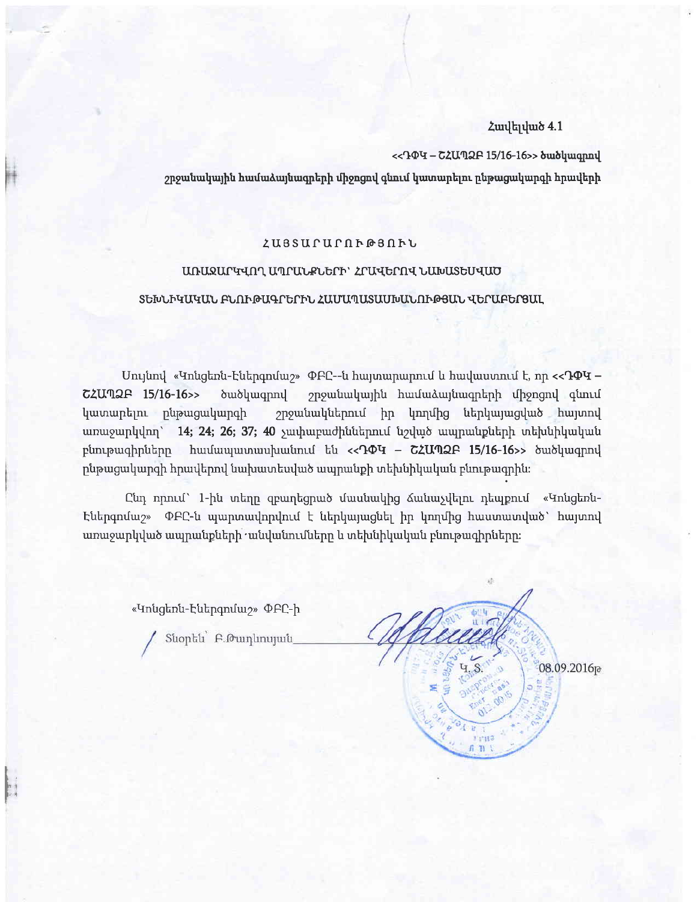Հավելված 4.1

<<ԴՓԿ – ՇՀԱՊՁԲ 15/16-16>> ծածկագրով

շրջանակային համաձայնագրերի միջոցով գնում կատարելու ընթացակարգի հրավերի

# ՀԱՅՏԱՐԱՐՈՒԹՅՈՒՆ

## ԱՌԱՋԱՐԿՎՈՂ ԱՊՐԱՆՔՆԵՐԻ՝ ՀՐԱՎԵՐՈՎ ՆԱԽԱՏԵՍՎԱԾ

## ՏԵԽՆԻԿԱԿԱՆ ԲՆՈՒԹԱԳՐԵՐԻՆ ՀԱՄԱՊԱՏԱՍԽԱՆՈՒԹՅԱՆ ՎԵՐԱԲԵՐՅԱԼ

Սույնով «Կոնցեռն-Էներգոմաշ» ՓԲԸ--ն հայտարարում և հավաստում է, որ **<<ԴՓԿ – ՇՀԱՊՁԲ 15/16-16>>** ծածկագրով շրջանակային համաձայնագրերի միջոցով գնում կատարելու ընթացակարգի շրջանակներում իր կողմից ներկայացված հայտով առաջարկվող՝ **14; 24; 26; 37; 40** չափաբաժիններում նշված ապրանքների տեխնիկական բնութագրերը համապատասխանում են **<<ԴՓԿ – ՇՀԱՊՁԲ 15/16-16>>** ծածկագրով ընթացակարգի հրավերով նախատեսված ապրանքի տեխնիկական բնութագրին:

Ընդ որում՝ 1-ին տեղը զբաղեցրած մասնակից ճանաչվելու դեպքում «Կոնցեռն-Էներգոմաշ» ՓԲԸ-ն պարտավորվում է ներկայացնել իր կողմից հաստատված՝ հայտով առաջարկված ապրանքների անվանումները և տեխնիկական բնութագրերը:

«Կոնցեռն-Էներգոմաշ» ՓԲԸ-ի

Տնօրեն՝ Բ.Թադևոսյան\_\_\_\_\_\_\_\_\_\_\_\_

Կ. Տ.

08.09.2016թ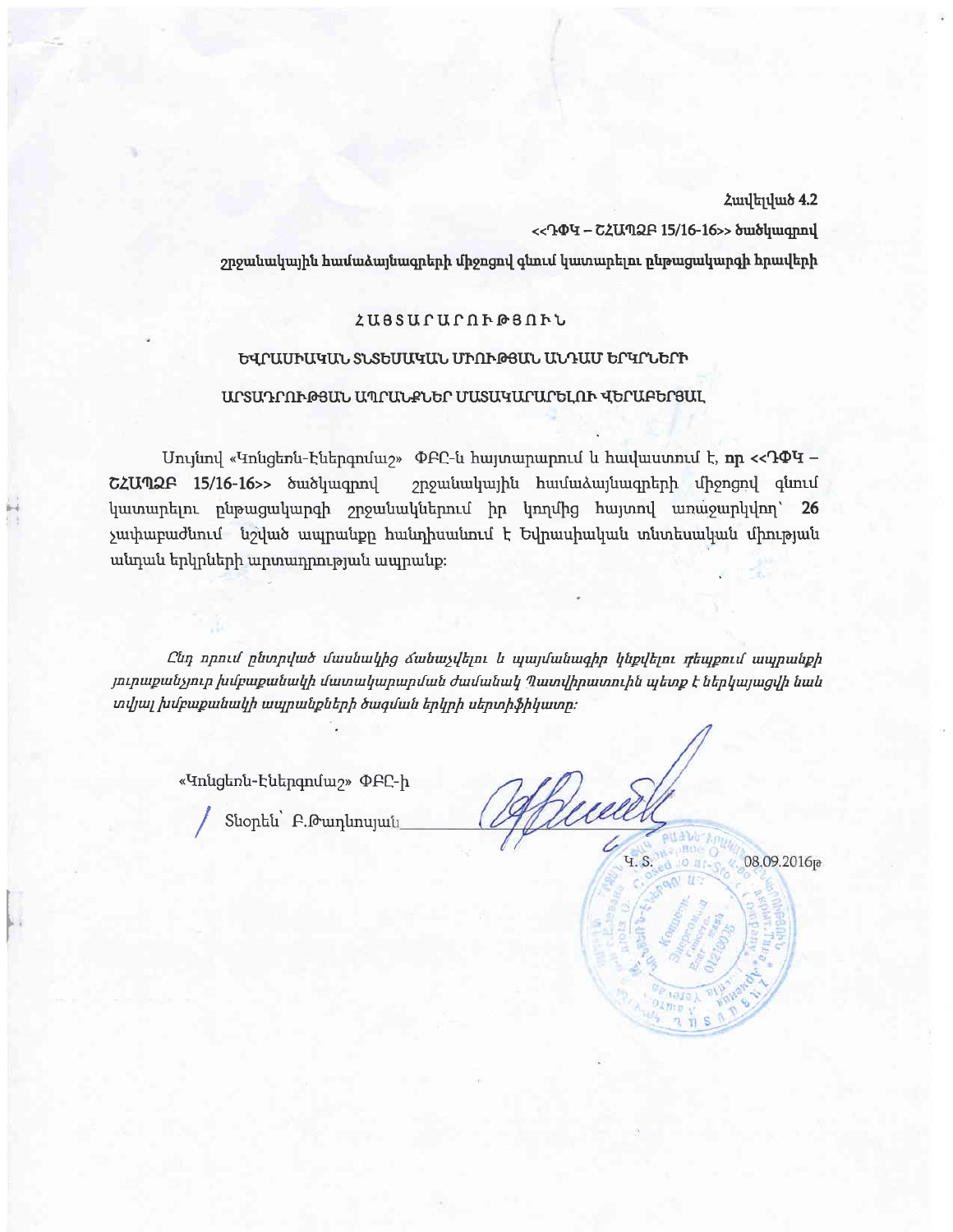Հավելված 4.2

<<ԴՓԿ – ՇՀԱՊՁԲ 15/16-16>> ծածկագրով

շրջանակային համաձայնագրերի միջոցով գնում կատարելու ընթացակարգի հրավերի

# ՀԱՅՏԱՐԱՐՈՒԹՅՈՒՆ

## ԵՎՐԱՍԻԱԿԱՆ ՏՆՏԵՍԱԿԱՆ ՄԻՈՒԹՅԱՆ ԱՆԴԱՄ ԵՐԿՐՆԵՐԻ

## ԱՐՏԱԴՐՈՒԹՅԱՆ ԱՊՐԱՆՔՆԵՐ ՄԱՏԱԿԱՐԱՐԵԼՈՒ ՎԵՐԱԲԵՐՅԱԼ

Սույնով «Կոնցեռն-Էներգոմաշ» ՓԲԸ-ն հայտարարում և հավաստում է, **որ <<ԴՓԿ – ՇՀԱՊՁԲ 15/16-16>>** ծածկագրով շրջանակային համաձայնագրերի միջոցով գնում կատարելու ընթացակարգի շրջանակներում իր կողմից հայտով առաջարկվող՝ **26** չափաբաժնում նշված ապրանքը հանդիսանում է Եվրասիական տնտեսական միության անդամ երկրների արտադրության ապրանք:

*Ընդ որում ընտրված մասնակից ճանաչվելու և պայմանագիր կնքվելու դեպքում ապրանքի յուրաքանչյուր խմբաքանակի մատակարարման ժամանակ Պատվիրատուին պետք է ներկայացվի նաև տվյալ խմբաքանակի ապրանքների ծագման երկրի սերտիֆիկատը:*

«Կոնցեռն-Էներգոմաշ» ՓԲԸ-ի

Տնօրեն՝ Բ.Թադևոսյան

Կ. Տ. 08.09.2016թ